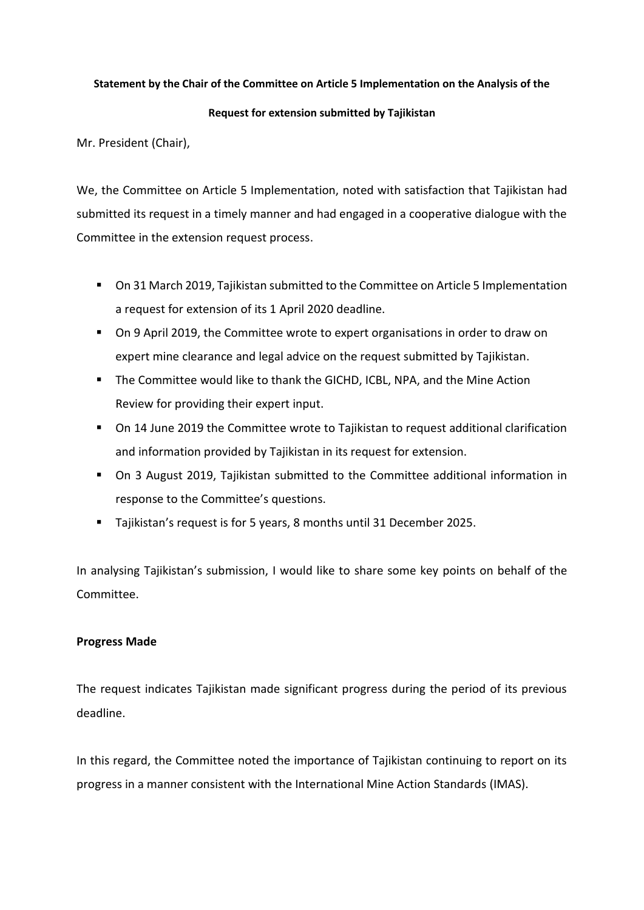**Statement by the Chair of the Committee on Article 5 Implementation on the Analysis of the Request for extension submitted by Tajikistan**

Mr. President (Chair),

We, the Committee on Article 5 Implementation, noted with satisfaction that Tajikistan had submitted its request in a timely manner and had engaged in a cooperative dialogue with the Committee in the extension request process.

- On 31 March 2019, Tajikistan submitted to the Committee on Article 5 Implementation a request for extension of its 1 April 2020 deadline.
- On 9 April 2019, the Committee wrote to expert organisations in order to draw on expert mine clearance and legal advice on the request submitted by Tajikistan.
- The Committee would like to thank the GICHD, ICBL, NPA, and the Mine Action Review for providing their expert input.
- On 14 June 2019 the Committee wrote to Tajikistan to request additional clarification and information provided by Tajikistan in its request for extension.
- On 3 August 2019, Tajikistan submitted to the Committee additional information in response to the Committee's questions.
- Tajikistan's request is for 5 years, 8 months until 31 December 2025.

In analysing Tajikistan's submission, I would like to share some key points on behalf of the Committee.

**Progress Made**

The request indicates Tajikistan made significant progress during the period of its previous deadline.

In this regard, the Committee noted the importance of Tajikistan continuing to report on its progress in a manner consistent with the International Mine Action Standards (IMAS).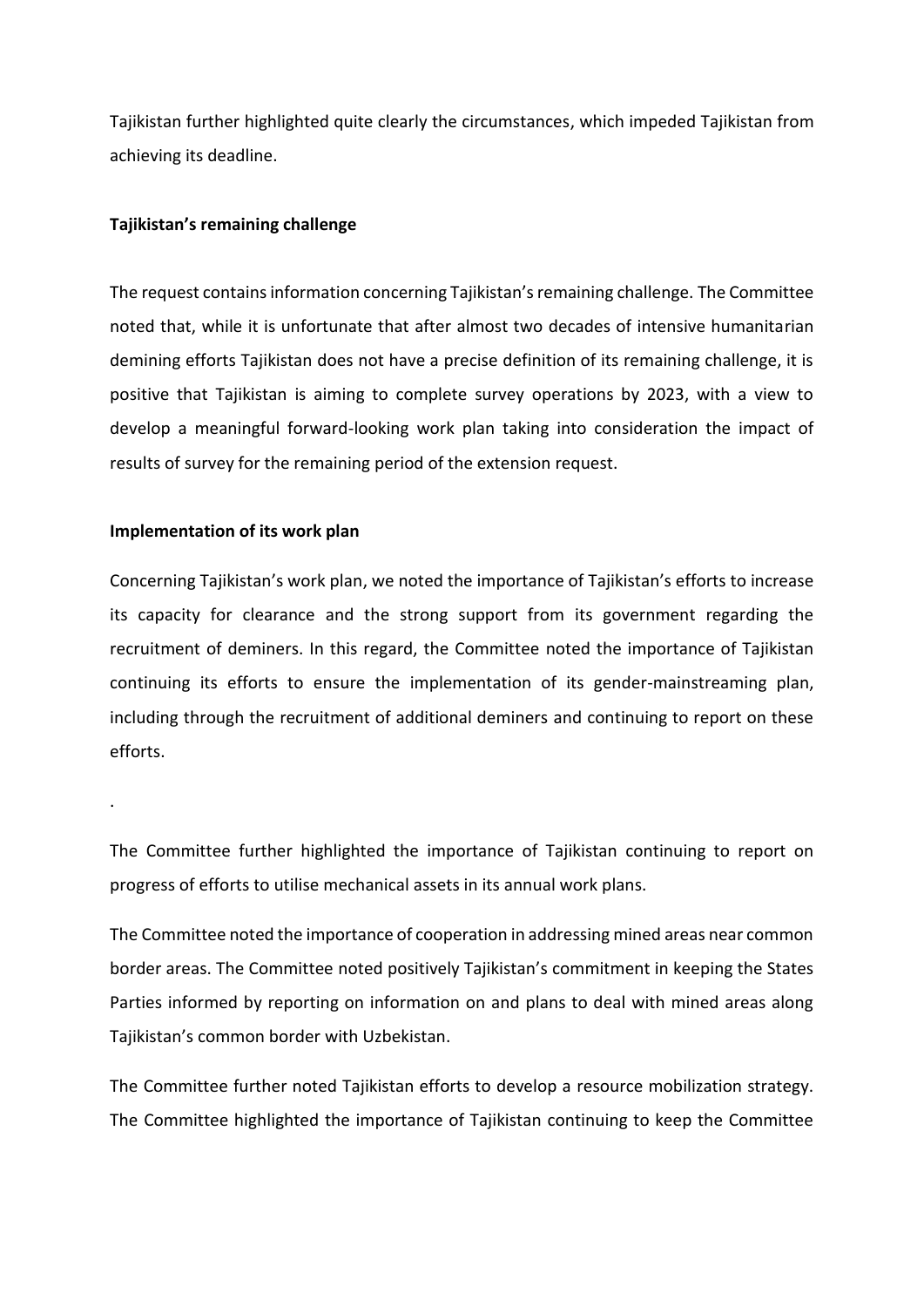Tajikistan further highlighted quite clearly the circumstances, which impeded Tajikistan from achieving its deadline.

**Tajikistan's remaining challenge**

The request contains information concerning Tajikistan's remaining challenge. The Committee noted that, while it is unfortunate that after almost two decades of intensive humanitarian demining efforts Tajikistan does not have a precise definition of its remaining challenge, it is positive that Tajikistan is aiming to complete survey operations by 2023, with a view to develop a meaningful forward-looking work plan taking into consideration the impact of results of survey for the remaining period of the extension request.

**Implementation of its work plan**

Concerning Tajikistan's work plan, we noted the importance of Tajikistan's efforts to increase its capacity for clearance and the strong support from its government regarding the recruitment of deminers. In this regard, the Committee noted the importance of Tajikistan continuing its efforts to ensure the implementation of its gender-mainstreaming plan, including through the recruitment of additional deminers and continuing to report on these efforts.

.

The Committee further highlighted the importance of Tajikistan continuing to report on progress of efforts to utilise mechanical assets in its annual work plans.

The Committee noted the importance of cooperation in addressing mined areas near common border areas. The Committee noted positively Tajikistan's commitment in keeping the States Parties informed by reporting on information on and plans to deal with mined areas along Tajikistan's common border with Uzbekistan.

The Committee further noted Tajikistan efforts to develop a resource mobilization strategy. The Committee highlighted the importance of Tajikistan continuing to keep the Committee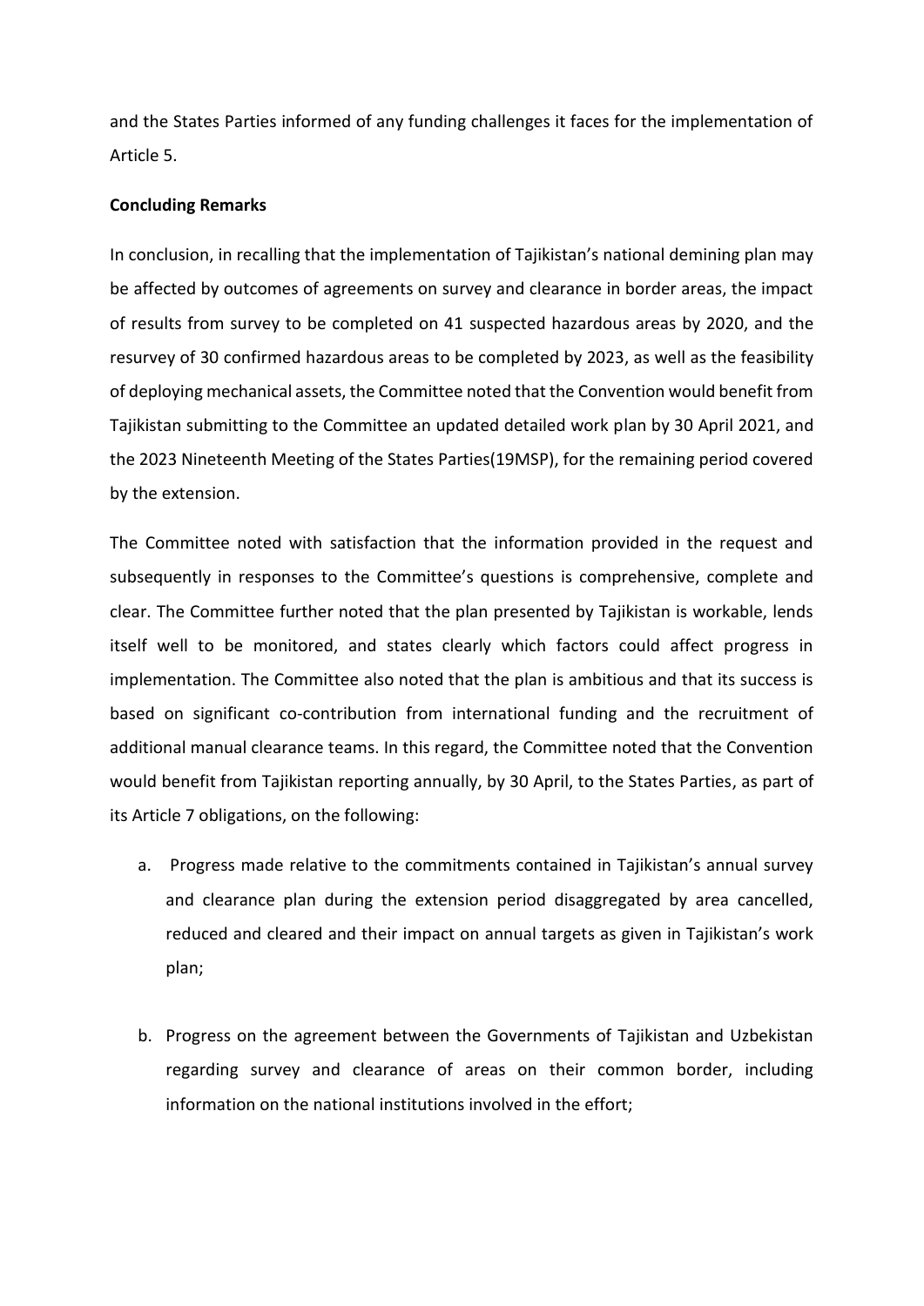and the States Parties informed of any funding challenges it faces for the implementation of Article 5.

**Concluding Remarks**

In conclusion, in recalling that the implementation of Tajikistan's national demining plan may be affected by outcomes of agreements on survey and clearance in border areas, the impact of results from survey to be completed on 41 suspected hazardous areas by 2020, and the resurvey of 30 confirmed hazardous areas to be completed by 2023, as well as the feasibility of deploying mechanical assets, the Committee noted that the Convention would benefit from Tajikistan submitting to the Committee an updated detailed work plan by 30 April 2021, and the 2023 Nineteenth Meeting of the States Parties(19MSP), for the remaining period covered by the extension.

The Committee noted with satisfaction that the information provided in the request and subsequently in responses to the Committee's questions is comprehensive, complete and clear. The Committee further noted that the plan presented by Tajikistan is workable, lends itself well to be monitored, and states clearly which factors could affect progress in implementation. The Committee also noted that the plan is ambitious and that its success is based on significant co-contribution from international funding and the recruitment of additional manual clearance teams. In this regard, the Committee noted that the Convention would benefit from Tajikistan reporting annually, by 30 April, to the States Parties, as part of its Article 7 obligations, on the following:

a. Progress made relative to the commitments contained in Tajikistan's annual survey and clearance plan during the extension period disaggregated by area cancelled, reduced and cleared and their impact on annual targets as given in Tajikistan's work plan;

b. Progress on the agreement between the Governments of Tajikistan and Uzbekistan regarding survey and clearance of areas on their common border, including information on the national institutions involved in the effort;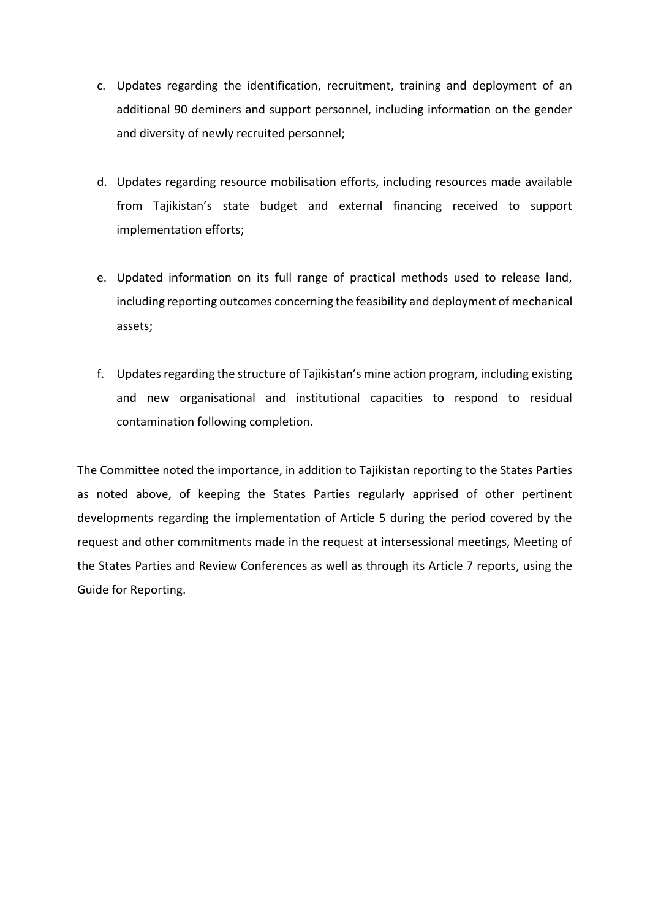c. Updates regarding the identification, recruitment, training and deployment of an additional 90 deminers and support personnel, including information on the gender and diversity of newly recruited personnel;

d. Updates regarding resource mobilisation efforts, including resources made available from Tajikistan's state budget and external financing received to support implementation efforts;

e. Updated information on its full range of practical methods used to release land, including reporting outcomes concerning the feasibility and deployment of mechanical assets;

f. Updates regarding the structure of Tajikistan's mine action program, including existing and new organisational and institutional capacities to respond to residual contamination following completion.

The Committee noted the importance, in addition to Tajikistan reporting to the States Parties as noted above, of keeping the States Parties regularly apprised of other pertinent developments regarding the implementation of Article 5 during the period covered by the request and other commitments made in the request at intersessional meetings, Meeting of the States Parties and Review Conferences as well as through its Article 7 reports, using the Guide for Reporting.